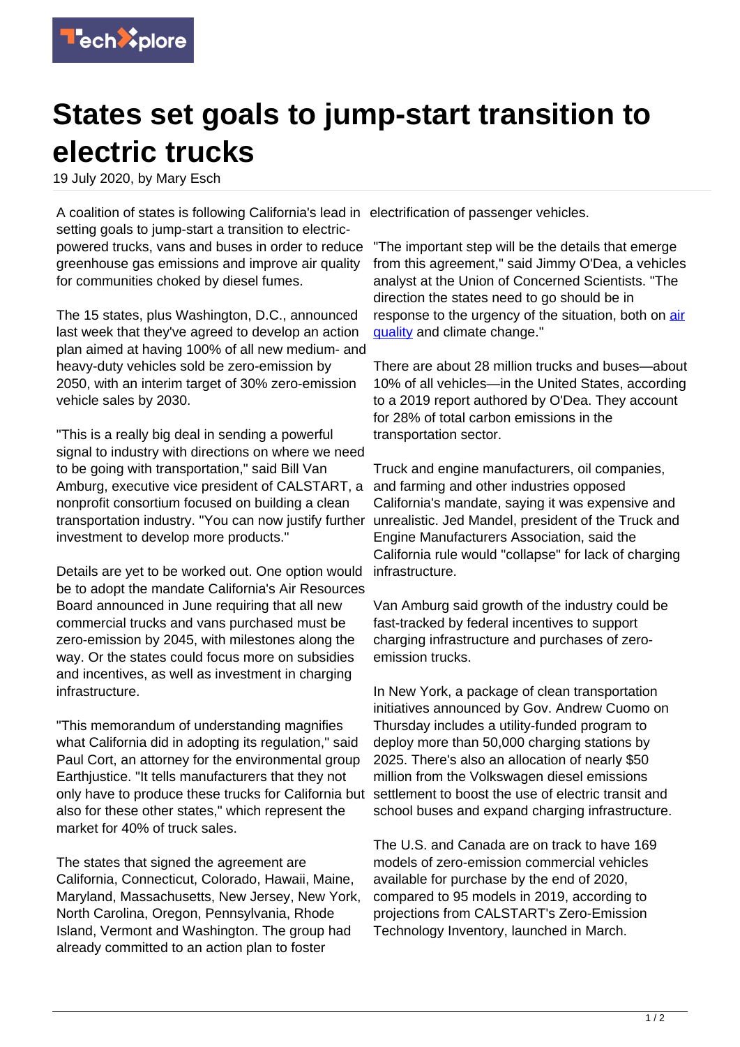# States set goals to jump-start transition to electric trucks

19 July 2020, by Mary Esch

A coalition of states is following California's lead in setting goals to jump-start a transition to electric-powered trucks, vans and buses in order to reduce greenhouse gas emissions and improve air quality for communities choked by diesel fumes.

The 15 states, plus Washington, D.C., announced last week that they've agreed to develop an action plan aimed at having 100% of all new medium- and heavy-duty vehicles sold be zero-emission by 2050, with an interim target of 30% zero-emission vehicle sales by 2030.

"This is a really big deal in sending a powerful signal to industry with directions on where we need to be going with transportation," said Bill Van Amburg, executive vice president of CALSTART, a nonprofit consortium focused on building a clean transportation industry. "You can now justify further investment to develop more products."

Details are yet to be worked out. One option would be to adopt the mandate California's Air Resources Board announced in June requiring that all new commercial trucks and vans purchased must be zero-emission by 2045, with milestones along the way. Or the states could focus more on subsidies and incentives, as well as investment in charging infrastructure.

"This memorandum of understanding magnifies what California did in adopting its regulation," said Paul Cort, an attorney for the environmental group Earthjustice. "It tells manufacturers that they not only have to produce these trucks for California but also for these other states," which represent the market for 40% of truck sales.

The states that signed the agreement are California, Connecticut, Colorado, Hawaii, Maine, Maryland, Massachusetts, New Jersey, New York, North Carolina, Oregon, Pennsylvania, Rhode Island, Vermont and Washington. The group had already committed to an action plan to foster electrification of passenger vehicles.

"The important step will be the details that emerge from this agreement," said Jimmy O'Dea, a vehicles analyst at the Union of Concerned Scientists. "The direction the states need to go should be in response to the urgency of the situation, both on air quality and climate change."

There are about 28 million trucks and buses—about 10% of all vehicles—in the United States, according to a 2019 report authored by O'Dea. They account for 28% of total carbon emissions in the transportation sector.

Truck and engine manufacturers, oil companies, and farming and other industries opposed California's mandate, saying it was expensive and unrealistic. Jed Mandel, president of the Truck and Engine Manufacturers Association, said the California rule would "collapse" for lack of charging infrastructure.

Van Amburg said growth of the industry could be fast-tracked by federal incentives to support charging infrastructure and purchases of zero-emission trucks.

In New York, a package of clean transportation initiatives announced by Gov. Andrew Cuomo on Thursday includes a utility-funded program to deploy more than 50,000 charging stations by 2025. There's also an allocation of nearly $50 million from the Volkswagen diesel emissions settlement to boost the use of electric transit and school buses and expand charging infrastructure.

The U.S. and Canada are on track to have 169 models of zero-emission commercial vehicles available for purchase by the end of 2020, compared to 95 models in 2019, according to projections from CALSTART's Zero-Emission Technology Inventory, launched in March.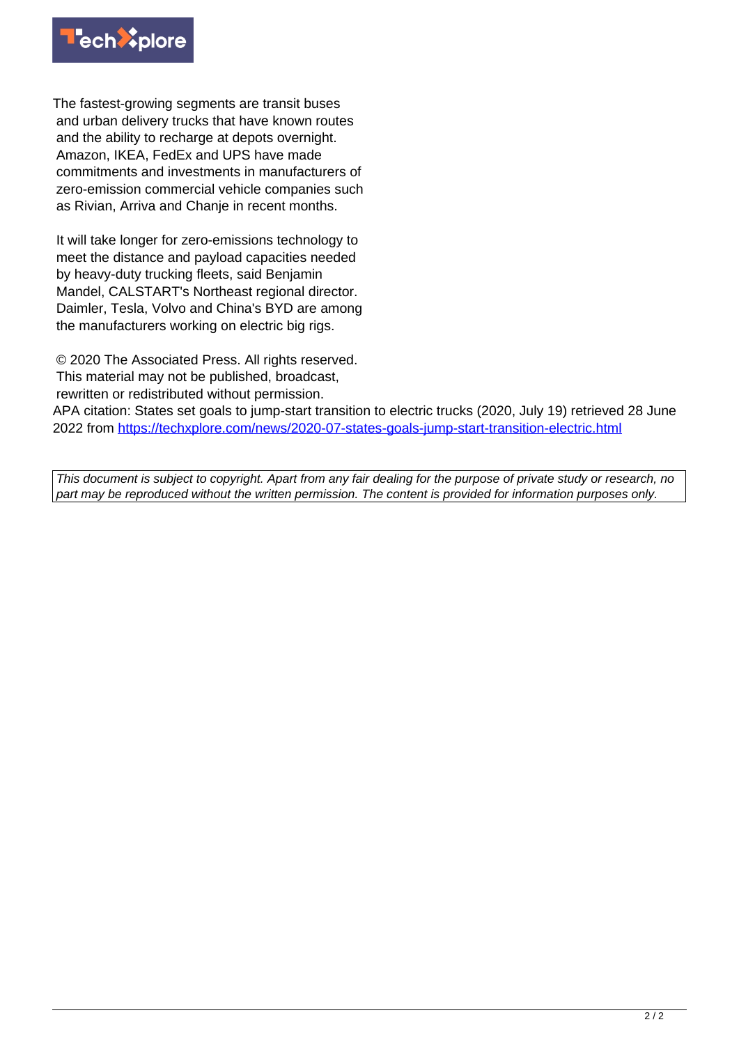The fastest-growing segments are transit buses and urban delivery trucks that have known routes and the ability to recharge at depots overnight. Amazon, IKEA, FedEx and UPS have made commitments and investments in manufacturers of zero-emission commercial vehicle companies such as Rivian, Arriva and Chanje in recent months.

It will take longer for zero-emissions technology to meet the distance and payload capacities needed by heavy-duty trucking fleets, said Benjamin Mandel, CALSTART's Northeast regional director. Daimler, Tesla, Volvo and China's BYD are among the manufacturers working on electric big rigs.

© 2020 The Associated Press. All rights reserved. This material may not be published, broadcast, rewritten or redistributed without permission.

APA citation: States set goals to jump-start transition to electric trucks (2020, July 19) retrieved 28 June 2022 from https://techxplore.com/news/2020-07-states-goals-jump-start-transition-electric.html

*This document is subject to copyright. Apart from any fair dealing for the purpose of private study or research, no part may be reproduced without the written permission. The content is provided for information purposes only.*